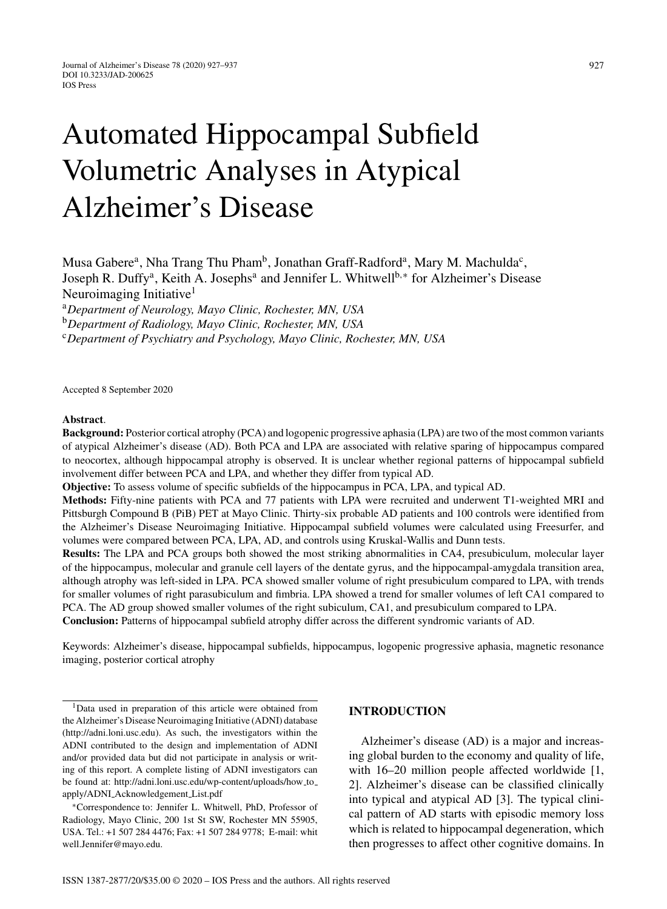# Automated Hippocampal Subfield Volumetric Analyses in Atypical Alzheimer's Disease

Musa Gabere[a], Nha Trang Thu Pham[b], Jonathan Graff-Radford[a], Mary M. Machulda[c], Joseph R. Duffy[a], Keith A. Josephs[a] and Jennifer L. Whitwell[b,*] for Alzheimer's Disease Neuroimaging Initiative[1]

[a]*Department of Neurology, Mayo Clinic, Rochester, MN, USA*
[b]*Department of Radiology, Mayo Clinic, Rochester, MN, USA*
[c]*Department of Psychiatry and Psychology, Mayo Clinic, Rochester, MN, USA*

Accepted 8 September 2020

**Abstract**.

**Background:** Posterior cortical atrophy (PCA) and logopenic progressive aphasia (LPA) are two of the most common variants of atypical Alzheimer's disease (AD). Both PCA and LPA are associated with relative sparing of hippocampus compared to neocortex, although hippocampal atrophy is observed. It is unclear whether regional patterns of hippocampal subfield involvement differ between PCA and LPA, and whether they differ from typical AD.

**Objective:** To assess volume of specific subfields of the hippocampus in PCA, LPA, and typical AD.

**Methods:** Fifty-nine patients with PCA and 77 patients with LPA were recruited and underwent T1-weighted MRI and Pittsburgh Compound B (PiB) PET at Mayo Clinic. Thirty-six probable AD patients and 100 controls were identified from the Alzheimer's Disease Neuroimaging Initiative. Hippocampal subfield volumes were calculated using Freesurfer, and volumes were compared between PCA, LPA, AD, and controls using Kruskal-Wallis and Dunn tests.

**Results:** The LPA and PCA groups both showed the most striking abnormalities in CA4, presubiculum, molecular layer of the hippocampus, molecular and granule cell layers of the dentate gyrus, and the hippocampal-amygdala transition area, although atrophy was left-sided in LPA. PCA showed smaller volume of right presubiculum compared to LPA, with trends for smaller volumes of right parasubiculum and fimbria. LPA showed a trend for smaller volumes of left CA1 compared to PCA. The AD group showed smaller volumes of the right subiculum, CA1, and presubiculum compared to LPA.

**Conclusion:** Patterns of hippocampal subfield atrophy differ across the different syndromic variants of AD.

Keywords: Alzheimer's disease, hippocampal subfields, hippocampus, logopenic progressive aphasia, magnetic resonance imaging, posterior cortical atrophy

[1]Data used in preparation of this article were obtained from the Alzheimer's Disease Neuroimaging Initiative (ADNI) database (http://adni.loni.usc.edu). As such, the investigators within the ADNI contributed to the design and implementation of ADNI and/or provided data but did not participate in analysis or writing of this report. A complete listing of ADNI investigators can be found at: http://adni.loni.usc.edu/wp-content/uploads/how_to_apply/ADNI_Acknowledgement_List.pdf

*Correspondence to: Jennifer L. Whitwell, PhD, Professor of Radiology, Mayo Clinic, 200 1st St SW, Rochester MN 55905, USA. Tel.: +1 507 284 4476; Fax: +1 507 284 9778; E-mail: whitwell.Jennifer@mayo.edu.

## INTRODUCTION

Alzheimer's disease (AD) is a major and increasing global burden to the economy and quality of life, with 16–20 million people affected worldwide [1, 2]. Alzheimer's disease can be classified clinically into typical and atypical AD [3]. The typical clinical pattern of AD starts with episodic memory loss which is related to hippocampal degeneration, which then progresses to affect other cognitive domains. In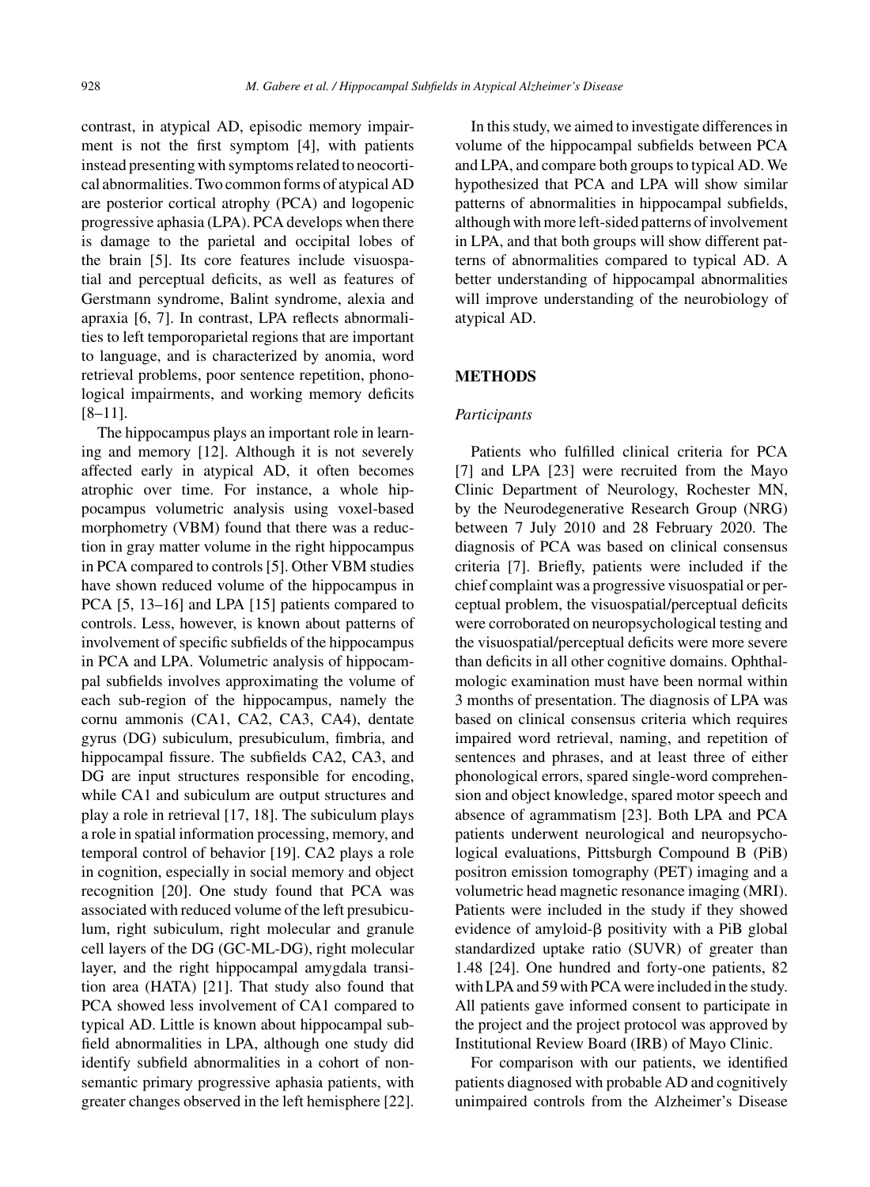contrast, in atypical AD, episodic memory impairment is not the first symptom [4], with patients instead presenting with symptoms related to neocortical abnormalities. Two common forms of atypical AD are posterior cortical atrophy (PCA) and logopenic progressive aphasia (LPA). PCA develops when there is damage to the parietal and occipital lobes of the brain [5]. Its core features include visuospatial and perceptual deficits, as well as features of Gerstmann syndrome, Balint syndrome, alexia and apraxia [6, 7]. In contrast, LPA reflects abnormalities to left temporoparietal regions that are important to language, and is characterized by anomia, word retrieval problems, poor sentence repetition, phonological impairments, and working memory deficits [8–11].

The hippocampus plays an important role in learning and memory [12]. Although it is not severely affected early in atypical AD, it often becomes atrophic over time. For instance, a whole hippocampus volumetric analysis using voxel-based morphometry (VBM) found that there was a reduction in gray matter volume in the right hippocampus in PCA compared to controls [5]. Other VBM studies have shown reduced volume of the hippocampus in PCA [5, 13–16] and LPA [15] patients compared to controls. Less, however, is known about patterns of involvement of specific subfields of the hippocampus in PCA and LPA. Volumetric analysis of hippocampal subfields involves approximating the volume of each sub-region of the hippocampus, namely the cornu ammonis (CA1, CA2, CA3, CA4), dentate gyrus (DG) subiculum, presubiculum, fimbria, and hippocampal fissure. The subfields CA2, CA3, and DG are input structures responsible for encoding, while CA1 and subiculum are output structures and play a role in retrieval [17, 18]. The subiculum plays a role in spatial information processing, memory, and temporal control of behavior [19]. CA2 plays a role in cognition, especially in social memory and object recognition [20]. One study found that PCA was associated with reduced volume of the left presubiculum, right subiculum, right molecular and granule cell layers of the DG (GC-ML-DG), right molecular layer, and the right hippocampal amygdala transition area (HATA) [21]. That study also found that PCA showed less involvement of CA1 compared to typical AD. Little is known about hippocampal subfield abnormalities in LPA, although one study did identify subfield abnormalities in a cohort of non-semantic primary progressive aphasia patients, with greater changes observed in the left hemisphere [22].

In this study, we aimed to investigate differences in volume of the hippocampal subfields between PCA and LPA, and compare both groups to typical AD. We hypothesized that PCA and LPA will show similar patterns of abnormalities in hippocampal subfields, although with more left-sided patterns of involvement in LPA, and that both groups will show different patterns of abnormalities compared to typical AD. A better understanding of hippocampal abnormalities will improve understanding of the neurobiology of atypical AD.

## METHODS

### *Participants*

Patients who fulfilled clinical criteria for PCA [7] and LPA [23] were recruited from the Mayo Clinic Department of Neurology, Rochester MN, by the Neurodegenerative Research Group (NRG) between 7 July 2010 and 28 February 2020. The diagnosis of PCA was based on clinical consensus criteria [7]. Briefly, patients were included if the chief complaint was a progressive visuospatial or perceptual problem, the visuospatial/perceptual deficits were corroborated on neuropsychological testing and the visuospatial/perceptual deficits were more severe than deficits in all other cognitive domains. Ophthalmologic examination must have been normal within 3 months of presentation. The diagnosis of LPA was based on clinical consensus criteria which requires impaired word retrieval, naming, and repetition of sentences and phrases, and at least three of either phonological errors, spared single-word comprehension and object knowledge, spared motor speech and absence of agrammatism [23]. Both LPA and PCA patients underwent neurological and neuropsychological evaluations, Pittsburgh Compound B (PiB) positron emission tomography (PET) imaging and a volumetric head magnetic resonance imaging (MRI). Patients were included in the study if they showed evidence of amyloid-β positivity with a PiB global standardized uptake ratio (SUVR) of greater than 1.48 [24]. One hundred and forty-one patients, 82 with LPA and 59 with PCA were included in the study. All patients gave informed consent to participate in the project and the project protocol was approved by Institutional Review Board (IRB) of Mayo Clinic.

For comparison with our patients, we identified patients diagnosed with probable AD and cognitively unimpaired controls from the Alzheimer's Disease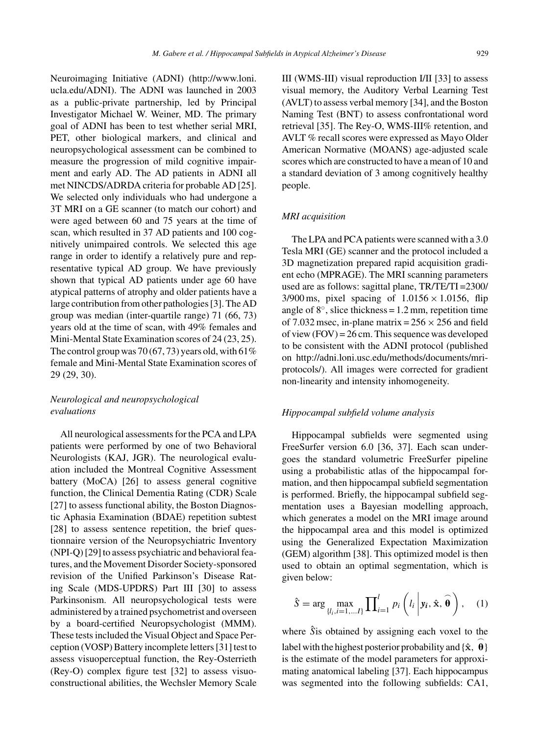Neuroimaging Initiative (ADNI) (http://www.loni.ucla.edu/ADNI). The ADNI was launched in 2003 as a public-private partnership, led by Principal Investigator Michael W. Weiner, MD. The primary goal of ADNI has been to test whether serial MRI, PET, other biological markers, and clinical and neuropsychological assessment can be combined to measure the progression of mild cognitive impairment and early AD. The AD patients in ADNI all met NINCDS/ADRDA criteria for probable AD [25]. We selected only individuals who had undergone a 3T MRI on a GE scanner (to match our cohort) and were aged between 60 and 75 years at the time of scan, which resulted in 37 AD patients and 100 cognitively unimpaired controls. We selected this age range in order to identify a relatively pure and representative typical AD group. We have previously shown that typical AD patients under age 60 have atypical patterns of atrophy and older patients have a large contribution from other pathologies [3]. The AD group was median (inter-quartile range) 71 (66, 73) years old at the time of scan, with 49% females and Mini-Mental State Examination scores of 24 (23, 25). The control group was 70 (67, 73) years old, with 61% female and Mini-Mental State Examination scores of 29 (29, 30).

### *Neurological and neuropsychological evaluations*

All neurological assessments for the PCA and LPA patients were performed by one of two Behavioral Neurologists (KAJ, JGR). The neurological evaluation included the Montreal Cognitive Assessment battery (MoCA) [26] to assess general cognitive function, the Clinical Dementia Rating (CDR) Scale [27] to assess functional ability, the Boston Diagnostic Aphasia Examination (BDAE) repetition subtest [28] to assess sentence repetition, the brief questionnaire version of the Neuropsychiatric Inventory (NPI-Q) [29] to assess psychiatric and behavioral features, and the Movement Disorder Society-sponsored revision of the Unified Parkinson's Disease Rating Scale (MDS-UPDRS) Part III [30] to assess Parkinsonism. All neuropsychological tests were administered by a trained psychometrist and overseen by a board-certified Neuropsychologist (MMM). These tests included the Visual Object and Space Perception (VOSP) Battery incomplete letters [31] test to assess visuoperceptual function, the Rey-Osterrieth (Rey-O) complex figure test [32] to assess visuoconstructional abilities, the Wechsler Memory Scale III (WMS-III) visual reproduction I/II [33] to assess visual memory, the Auditory Verbal Learning Test (AVLT) to assess verbal memory [34], and the Boston Naming Test (BNT) to assess confrontational word retrieval [35]. The Rey-O, WMS-III% retention, and AVLT % recall scores were expressed as Mayo Older American Normative (MOANS) age-adjusted scale scores which are constructed to have a mean of 10 and a standard deviation of 3 among cognitively healthy people.

### *MRI acquisition*

The LPA and PCA patients were scanned with a 3.0 Tesla MRI (GE) scanner and the protocol included a 3D magnetization prepared rapid acquisition gradient echo (MPRAGE). The MRI scanning parameters used are as follows: sagittal plane, TR/TE/TI = 2300/3/900 ms, pixel spacing of $1.0156 \times 1.0156$, flip angle of 8°, slice thickness = 1.2 mm, repetition time of 7.032 msec, in-plane matrix = $256 \times 256$ and field of view (FOV) = 26 cm. This sequence was developed to be consistent with the ADNI protocol (published on http://adni.loni.usc.edu/methods/documents/mri-protocols/). All images were corrected for gradient non-linearity and intensity inhomogeneity.

### *Hippocampal subfield volume analysis*

Hippocampal subfields were segmented using FreeSurfer version 6.0 [36, 37]. Each scan undergoes the standard volumetric FreeSurfer pipeline using a probabilistic atlas of the hippocampal formation, and then hippocampal subfield segmentation is performed. Briefly, the hippocampal subfield segmentation uses a Bayesian modelling approach, which generates a model on the MRI image around the hippocampal area and this model is optimized using the Generalized Expectation Maximization (GEM) algorithm [38]. This optimized model is then used to obtain an optimal segmentation, which is given below:

$$\hat{S} = \arg \max_{\{l_i, i=1,\ldots I\}} \prod_{i=1}^{I} p_i \left( l_i \middle| \boldsymbol{y_i}, \hat{\mathbf{x}}, \widehat{\boldsymbol{\theta}} \right), \quad (1)$$

where $\hat{S}$is obtained by assigning each voxel to the label with the highest posterior probability and $\{\hat{\mathbf{x}}, \widehat{\boldsymbol{\theta}}\}$ is the estimate of the model parameters for approximating anatomical labeling [37]. Each hippocampus was segmented into the following subfields: CA1,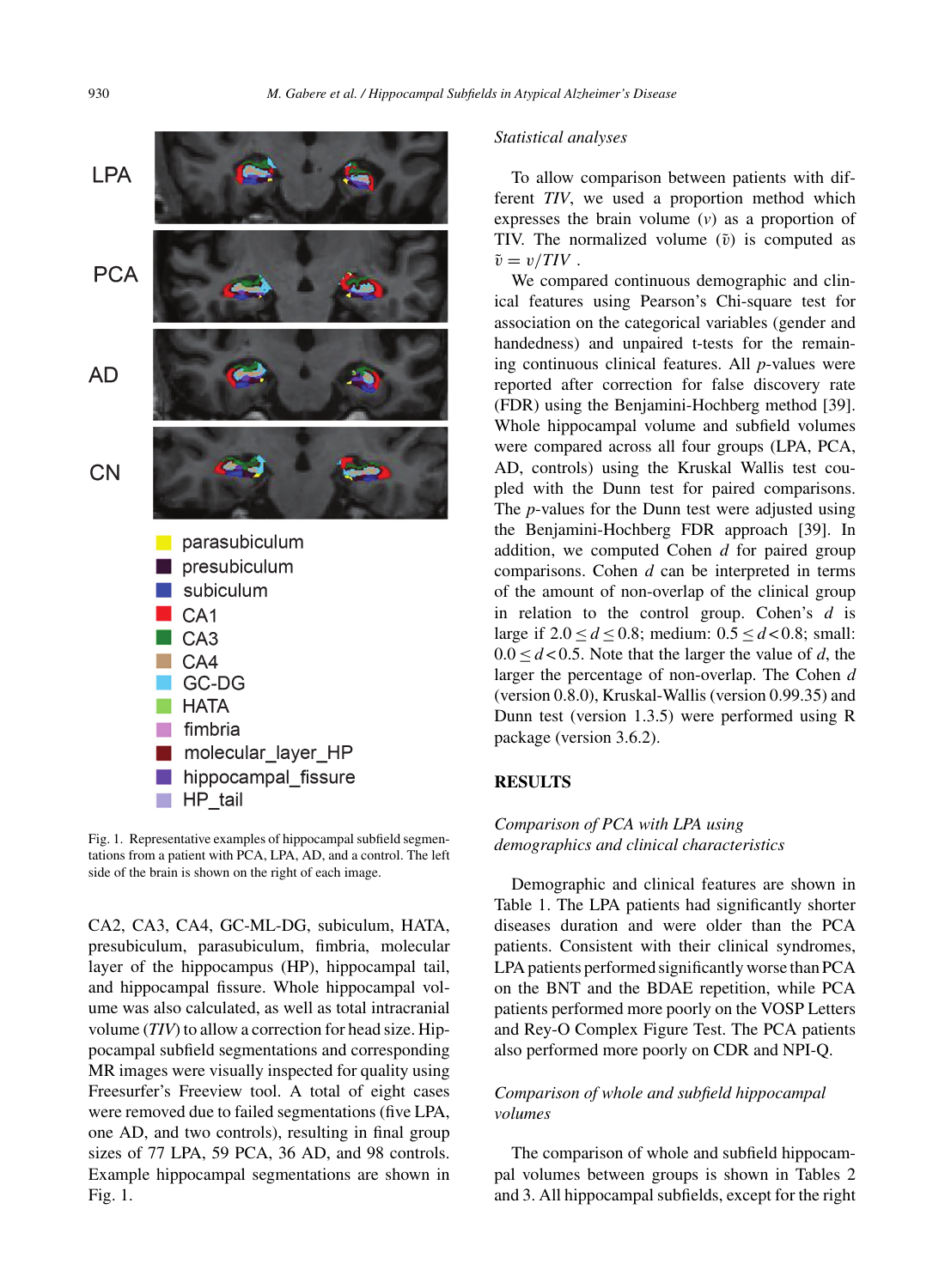LPA

PCA

AD

CN

parasubiculum
presubiculum
subiculum
CA1
CA3
CA4
GC-DG
HATA
fimbria
molecular_layer_HP
hippocampal_fissure
HP_tail

Fig. 1. Representative examples of hippocampal subfield segmentations from a patient with PCA, LPA, AD, and a control. The left side of the brain is shown on the right of each image.

CA2, CA3, CA4, GC-ML-DG, subiculum, HATA, presubiculum, parasubiculum, fimbria, molecular layer of the hippocampus (HP), hippocampal tail, and hippocampal fissure. Whole hippocampal volume was also calculated, as well as total intracranial volume (*TIV*) to allow a correction for head size. Hippocampal subfield segmentations and corresponding MR images were visually inspected for quality using Freesurfer's Freeview tool. A total of eight cases were removed due to failed segmentations (five LPA, one AD, and two controls), resulting in final group sizes of 77 LPA, 59 PCA, 36 AD, and 98 controls. Example hippocampal segmentations are shown in Fig. 1.

### *Statistical analyses*

To allow comparison between patients with different *TIV*, we used a proportion method which expresses the brain volume ($v$) as a proportion of TIV. The normalized volume ($\tilde{v}$) is computed as $\tilde{v} = v/TIV$ .

We compared continuous demographic and clinical features using Pearson's Chi-square test for association on the categorical variables (gender and handedness) and unpaired t-tests for the remaining continuous clinical features. All $p$-values were reported after correction for false discovery rate (FDR) using the Benjamini-Hochberg method [39]. Whole hippocampal volume and subfield volumes were compared across all four groups (LPA, PCA, AD, controls) using the Kruskal Wallis test coupled with the Dunn test for paired comparisons. The $p$-values for the Dunn test were adjusted using the Benjamini-Hochberg FDR approach [39]. In addition, we computed Cohen $d$ for paired group comparisons. Cohen $d$ can be interpreted in terms of the amount of non-overlap of the clinical group in relation to the control group. Cohen's $d$ is large if $2.0 \leq d \leq 0.8$; medium: $0.5 \leq d < 0.8$; small: $0.0 \leq d < 0.5$. Note that the larger the value of $d$, the larger the percentage of non-overlap. The Cohen $d$ (version 0.8.0), Kruskal-Wallis (version 0.99.35) and Dunn test (version 1.3.5) were performed using R package (version 3.6.2).

## RESULTS

### *Comparison of PCA with LPA using demographics and clinical characteristics*

Demographic and clinical features are shown in Table 1. The LPA patients had significantly shorter diseases duration and were older than the PCA patients. Consistent with their clinical syndromes, LPA patients performed significantly worse than PCA on the BNT and the BDAE repetition, while PCA patients performed more poorly on the VOSP Letters and Rey-O Complex Figure Test. The PCA patients also performed more poorly on CDR and NPI-Q.

### *Comparison of whole and subfield hippocampal volumes*

The comparison of whole and subfield hippocampal volumes between groups is shown in Tables 2 and 3. All hippocampal subfields, except for the right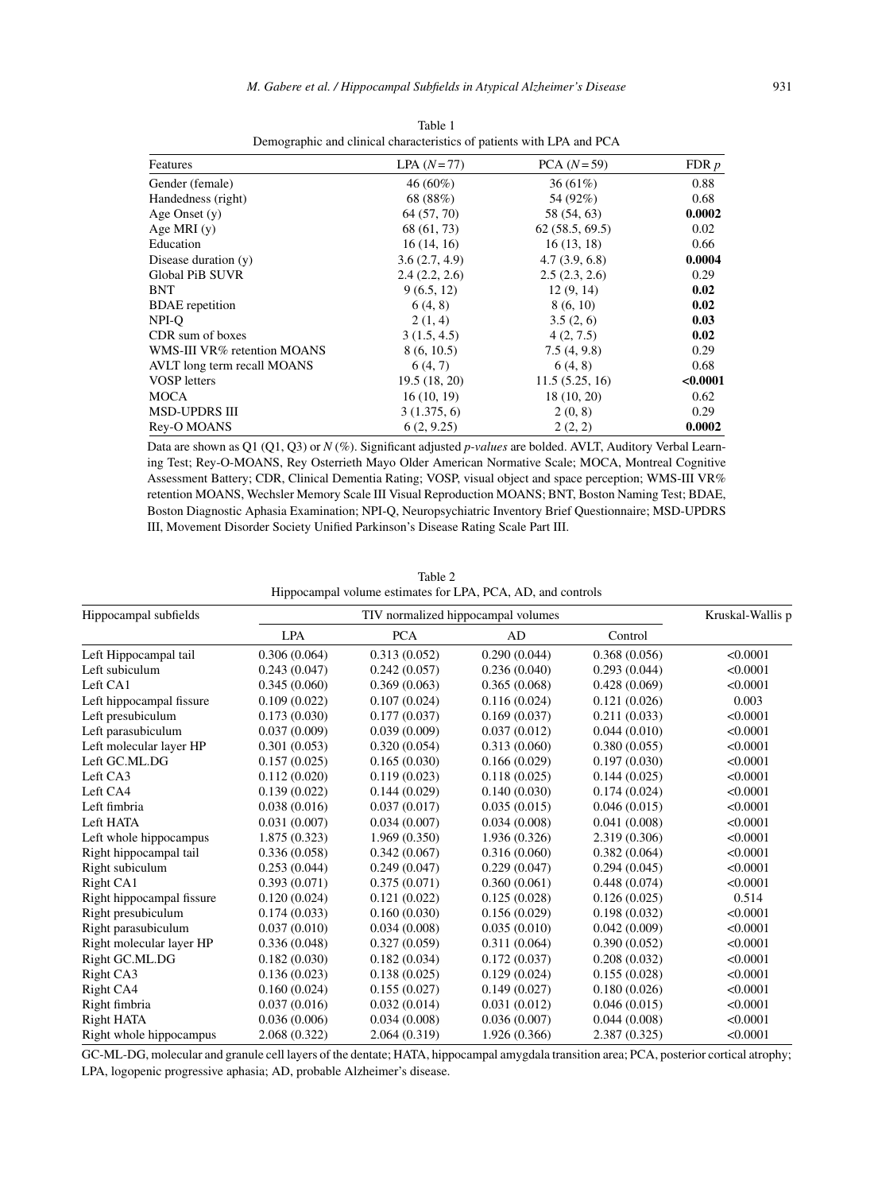Table 1
Demographic and clinical characteristics of patients with LPA and PCA

| Features | LPA ($N = 77$) | PCA ($N = 59$) | FDR $p$ |
|---|---|---|---|
| Gender (female) | 46 (60%) | 36 (61%) | 0.88 |
| Handedness (right) | 68 (88%) | 54 (92%) | 0.68 |
| Age Onset (y) | 64 (57, 70) | 58 (54, 63) | **0.0002** |
| Age MRI (y) | 68 (61, 73) | 62 (58.5, 69.5) | 0.02 |
| Education | 16 (14, 16) | 16 (13, 18) | 0.66 |
| Disease duration (y) | 3.6 (2.7, 4.9) | 4.7 (3.9, 6.8) | **0.0004** |
| Global PiB SUVR | 2.4 (2.2, 2.6) | 2.5 (2.3, 2.6) | 0.29 |
| BNT | 9 (6.5, 12) | 12 (9, 14) | **0.02** |
| BDAE repetition | 6 (4, 8) | 8 (6, 10) | **0.02** |
| NPI-Q | 2 (1, 4) | 3.5 (2, 6) | **0.03** |
| CDR sum of boxes | 3 (1.5, 4.5) | 4 (2, 7.5) | **0.02** |
| WMS-III VR% retention MOANS | 8 (6, 10.5) | 7.5 (4, 9.8) | 0.29 |
| AVLT long term recall MOANS | 6 (4, 7) | 6 (4, 8) | 0.68 |
| VOSP letters | 19.5 (18, 20) | 11.5 (5.25, 16) | **<0.0001** |
| MOCA | 16 (10, 19) | 18 (10, 20) | 0.62 |
| MSD-UPDRS III | 3 (1.375, 6) | 2 (0, 8) | 0.29 |
| Rey-O MOANS | 6 (2, 9.25) | 2 (2, 2) | **0.0002** |

Data are shown as Q1 (Q1, Q3) or $N$ (%). Significant adjusted *p-values* are bolded. AVLT, Auditory Verbal Learning Test; Rey-O-MOANS, Rey Osterrieth Mayo Older American Normative Scale; MOCA, Montreal Cognitive Assessment Battery; CDR, Clinical Dementia Rating; VOSP, visual object and space perception; WMS-III VR% retention MOANS, Wechsler Memory Scale III Visual Reproduction MOANS; BNT, Boston Naming Test; BDAE, Boston Diagnostic Aphasia Examination; NPI-Q, Neuropsychiatric Inventory Brief Questionnaire; MSD-UPDRS III, Movement Disorder Society Unified Parkinson's Disease Rating Scale Part III.

Table 2
Hippocampal volume estimates for LPA, PCA, AD, and controls

| Hippocampal subfields | TIV normalized hippocampal volumes | | | | Kruskal-Wallis p |
|---|---|---|---|---|---|
| | LPA | PCA | AD | Control | |
| Left Hippocampal tail | 0.306 (0.064) | 0.313 (0.052) | 0.290 (0.044) | 0.368 (0.056) | <0.0001 |
| Left subiculum | 0.243 (0.047) | 0.242 (0.057) | 0.236 (0.040) | 0.293 (0.044) | <0.0001 |
| Left CA1 | 0.345 (0.060) | 0.369 (0.063) | 0.365 (0.068) | 0.428 (0.069) | <0.0001 |
| Left hippocampal fissure | 0.109 (0.022) | 0.107 (0.024) | 0.116 (0.024) | 0.121 (0.026) | 0.003 |
| Left presubiculum | 0.173 (0.030) | 0.177 (0.037) | 0.169 (0.037) | 0.211 (0.033) | <0.0001 |
| Left parasubiculum | 0.037 (0.009) | 0.039 (0.009) | 0.037 (0.012) | 0.044 (0.010) | <0.0001 |
| Left molecular layer HP | 0.301 (0.053) | 0.320 (0.054) | 0.313 (0.060) | 0.380 (0.055) | <0.0001 |
| Left GC.ML.DG | 0.157 (0.025) | 0.165 (0.030) | 0.166 (0.029) | 0.197 (0.030) | <0.0001 |
| Left CA3 | 0.112 (0.020) | 0.119 (0.023) | 0.118 (0.025) | 0.144 (0.025) | <0.0001 |
| Left CA4 | 0.139 (0.022) | 0.144 (0.029) | 0.140 (0.030) | 0.174 (0.024) | <0.0001 |
| Left fimbria | 0.038 (0.016) | 0.037 (0.017) | 0.035 (0.015) | 0.046 (0.015) | <0.0001 |
| Left HATA | 0.031 (0.007) | 0.034 (0.007) | 0.034 (0.008) | 0.041 (0.008) | <0.0001 |
| Left whole hippocampus | 1.875 (0.323) | 1.969 (0.350) | 1.936 (0.326) | 2.319 (0.306) | <0.0001 |
| Right hippocampal tail | 0.336 (0.058) | 0.342 (0.067) | 0.316 (0.060) | 0.382 (0.064) | <0.0001 |
| Right subiculum | 0.253 (0.044) | 0.249 (0.047) | 0.229 (0.047) | 0.294 (0.045) | <0.0001 |
| Right CA1 | 0.393 (0.071) | 0.375 (0.071) | 0.360 (0.061) | 0.448 (0.074) | <0.0001 |
| Right hippocampal fissure | 0.120 (0.024) | 0.121 (0.022) | 0.125 (0.028) | 0.126 (0.025) | 0.514 |
| Right presubiculum | 0.174 (0.033) | 0.160 (0.030) | 0.156 (0.029) | 0.198 (0.032) | <0.0001 |
| Right parasubiculum | 0.037 (0.010) | 0.034 (0.008) | 0.035 (0.010) | 0.042 (0.009) | <0.0001 |
| Right molecular layer HP | 0.336 (0.048) | 0.327 (0.059) | 0.311 (0.064) | 0.390 (0.052) | <0.0001 |
| Right GC.ML.DG | 0.182 (0.030) | 0.182 (0.034) | 0.172 (0.037) | 0.208 (0.032) | <0.0001 |
| Right CA3 | 0.136 (0.023) | 0.138 (0.025) | 0.129 (0.024) | 0.155 (0.028) | <0.0001 |
| Right CA4 | 0.160 (0.024) | 0.155 (0.027) | 0.149 (0.027) | 0.180 (0.026) | <0.0001 |
| Right fimbria | 0.037 (0.016) | 0.032 (0.014) | 0.031 (0.012) | 0.046 (0.015) | <0.0001 |
| Right HATA | 0.036 (0.006) | 0.034 (0.008) | 0.036 (0.007) | 0.044 (0.008) | <0.0001 |
| Right whole hippocampus | 2.068 (0.322) | 2.064 (0.319) | 1.926 (0.366) | 2.387 (0.325) | <0.0001 |

GC-ML-DG, molecular and granule cell layers of the dentate; HATA, hippocampal amygdala transition area; PCA, posterior cortical atrophy; LPA, logopenic progressive aphasia; AD, probable Alzheimer's disease.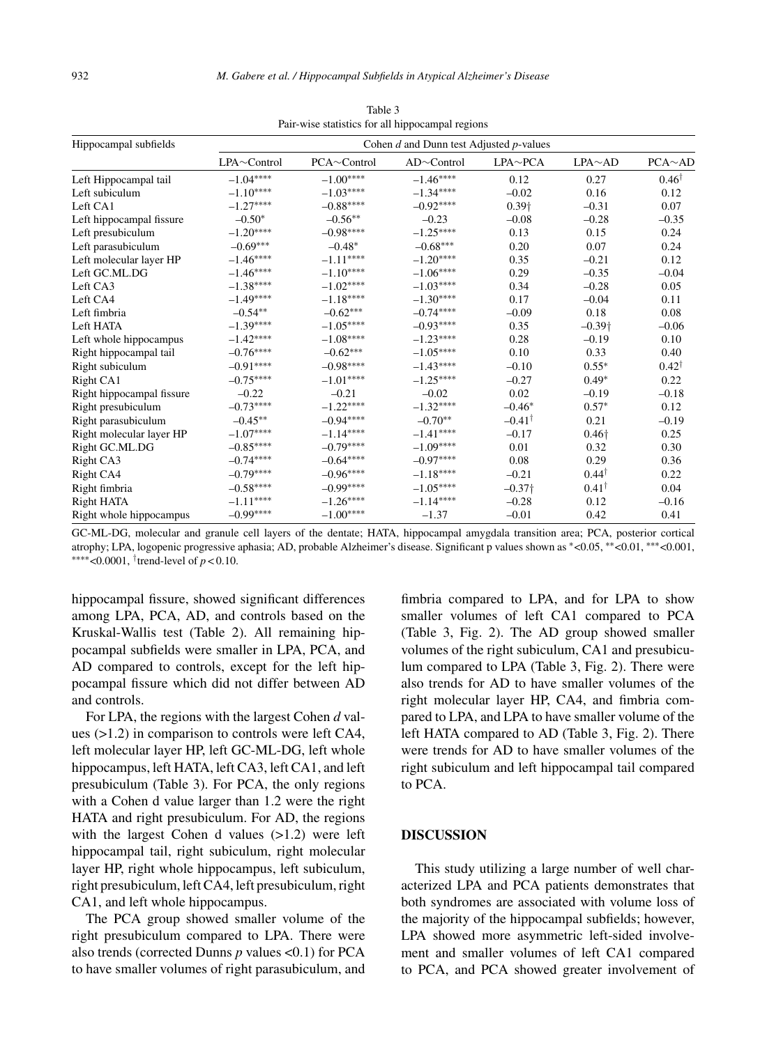Table 3
Pair-wise statistics for all hippocampal regions

| Hippocampal subfields | Cohen *d* and Dunn test Adjusted *p*-values | | | | | |
|---|---|---|---|---|---|---|
| | LPA~Control | PCA~Control | AD~Control | LPA~PCA | LPA~AD | PCA~AD |
| Left Hippocampal tail | –1.04**** | –1.00**** | –1.46**** | 0.12 | 0.27 | 0.46† |
| Left subiculum | –1.10**** | –1.03**** | –1.34**** | –0.02 | 0.16 | 0.12 |
| Left CA1 | –1.27**** | –0.88**** | –0.92**** | 0.39† | –0.31 | 0.07 |
| Left hippocampal fissure | –0.50* | –0.56** | –0.23 | –0.08 | –0.28 | –0.35 |
| Left presubiculum | –1.20**** | –0.98**** | –1.25**** | 0.13 | 0.15 | 0.24 |
| Left parasubiculum | –0.69*** | –0.48* | –0.68*** | 0.20 | 0.07 | 0.24 |
| Left molecular layer HP | –1.46**** | –1.11**** | –1.20**** | 0.35 | –0.21 | 0.12 |
| Left GC.ML.DG | –1.46**** | –1.10**** | –1.06**** | 0.29 | –0.35 | –0.04 |
| Left CA3 | –1.38**** | –1.02**** | –1.03**** | 0.34 | –0.28 | 0.05 |
| Left CA4 | –1.49**** | –1.18**** | –1.30**** | 0.17 | –0.04 | 0.11 |
| Left fimbria | –0.54** | –0.62*** | –0.74**** | –0.09 | 0.18 | 0.08 |
| Left HATA | –1.39**** | –1.05**** | –0.93**** | 0.35 | –0.39† | –0.06 |
| Left whole hippocampus | –1.42**** | –1.08**** | –1.23**** | 0.28 | –0.19 | 0.10 |
| Right hippocampal tail | –0.76**** | –0.62*** | –1.05**** | 0.10 | 0.33 | 0.40 |
| Right subiculum | –0.91**** | –0.98**** | –1.43**** | –0.10 | 0.55* | 0.42† |
| Right CA1 | –0.75**** | –1.01**** | –1.25**** | –0.27 | 0.49* | 0.22 |
| Right hippocampal fissure | –0.22 | –0.21 | –0.02 | 0.02 | –0.19 | –0.18 |
| Right presubiculum | –0.73**** | –1.22**** | –1.32**** | –0.46* | 0.57* | 0.12 |
| Right parasubiculum | –0.45** | –0.94**** | –0.70** | –0.41† | 0.21 | –0.19 |
| Right molecular layer HP | –1.07**** | –1.14**** | –1.41**** | –0.17 | 0.46† | 0.25 |
| Right GC.ML.DG | –0.85**** | –0.79**** | –1.09**** | 0.01 | 0.32 | 0.30 |
| Right CA3 | –0.74**** | –0.64**** | –0.97**** | 0.08 | 0.29 | 0.36 |
| Right CA4 | –0.79**** | –0.96**** | –1.18**** | –0.21 | 0.44† | 0.22 |
| Right fimbria | –0.58**** | –0.99**** | –1.05**** | –0.37† | 0.41† | 0.04 |
| Right HATA | –1.11**** | –1.26**** | –1.14**** | –0.28 | 0.12 | –0.16 |
| Right whole hippocampus | –0.99**** | –1.00**** | –1.37 | –0.01 | 0.42 | 0.41 |

GC-ML-DG, molecular and granule cell layers of the dentate; HATA, hippocampal amygdala transition area; PCA, posterior cortical atrophy; LPA, logopenic progressive aphasia; AD, probable Alzheimer's disease. Significant p values shown as *<0.05, **<0.01, ***<0.001, ****<0.0001, †trend-level of $p < 0.10$.

hippocampal fissure, showed significant differences among LPA, PCA, AD, and controls based on the Kruskal-Wallis test (Table 2). All remaining hippocampal subfields were smaller in LPA, PCA, and AD compared to controls, except for the left hippocampal fissure which did not differ between AD and controls.

For LPA, the regions with the largest Cohen *d* values (>1.2) in comparison to controls were left CA4, left molecular layer HP, left GC-ML-DG, left whole hippocampus, left HATA, left CA3, left CA1, and left presubiculum (Table 3). For PCA, the only regions with a Cohen d value larger than 1.2 were the right HATA and right presubiculum. For AD, the regions with the largest Cohen d values (>1.2) were left hippocampal tail, right subiculum, right molecular layer HP, right whole hippocampus, left subiculum, right presubiculum, left CA4, left presubiculum, right CA1, and left whole hippocampus.

The PCA group showed smaller volume of the right presubiculum compared to LPA. There were also trends (corrected Dunns *p* values <0.1) for PCA to have smaller volumes of right parasubiculum, and fimbria compared to LPA, and for LPA to show smaller volumes of left CA1 compared to PCA (Table 3, Fig. 2). The AD group showed smaller volumes of the right subiculum, CA1 and presubiculum compared to LPA (Table 3, Fig. 2). There were also trends for AD to have smaller volumes of the right molecular layer HP, CA4, and fimbria compared to LPA, and LPA to have smaller volume of the left HATA compared to AD (Table 3, Fig. 2). There were trends for AD to have smaller volumes of the right subiculum and left hippocampal tail compared to PCA.

## DISCUSSION

This study utilizing a large number of well characterized LPA and PCA patients demonstrates that both syndromes are associated with volume loss of the majority of the hippocampal subfields; however, LPA showed more asymmetric left-sided involvement and smaller volumes of left CA1 compared to PCA, and PCA showed greater involvement of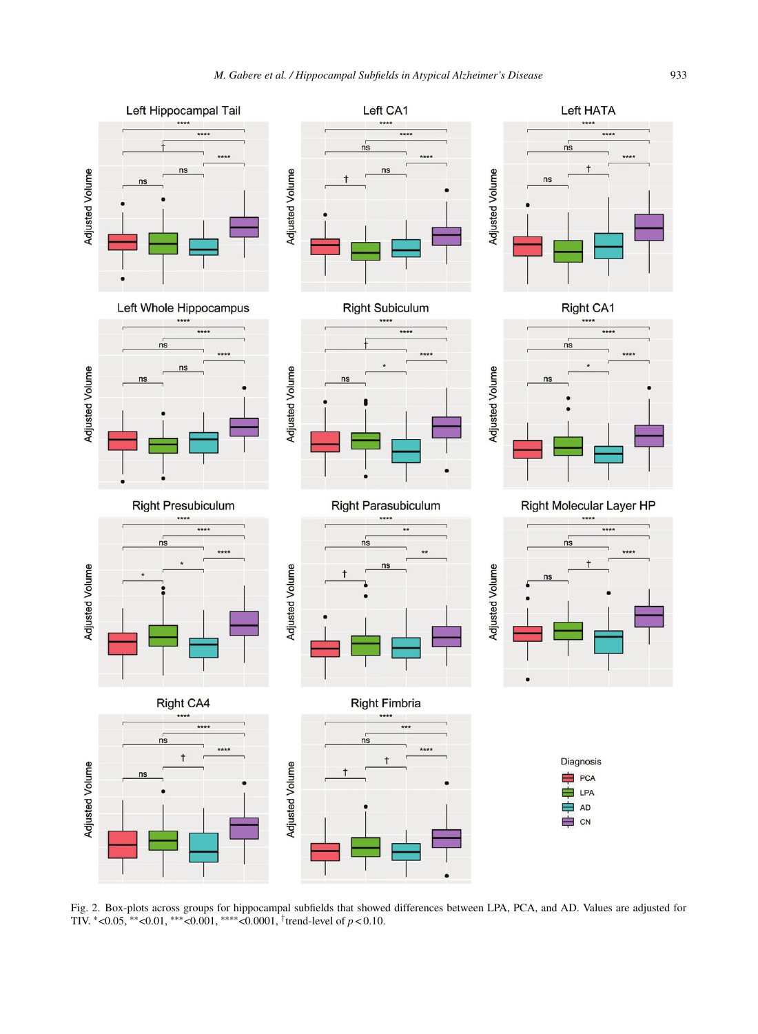Left Hippocampal Tail

Left CA1

Left HATA

Left Whole Hippocampus

Right Subiculum

Right CA1

Right Presubiculum

Right Parasubiculum

Right Molecular Layer HP

Right CA4

Right Fimbria

Adjusted Volume

Diagnosis

PCA

LPA

AD

CN

Fig. 2. Box-plots across groups for hippocampal subfields that showed differences between LPA, PCA, and AD. Values are adjusted for TIV. *<0.05, **<0.01, ***<0.001, ****<0.0001, †trend-level of $p < 0.10$.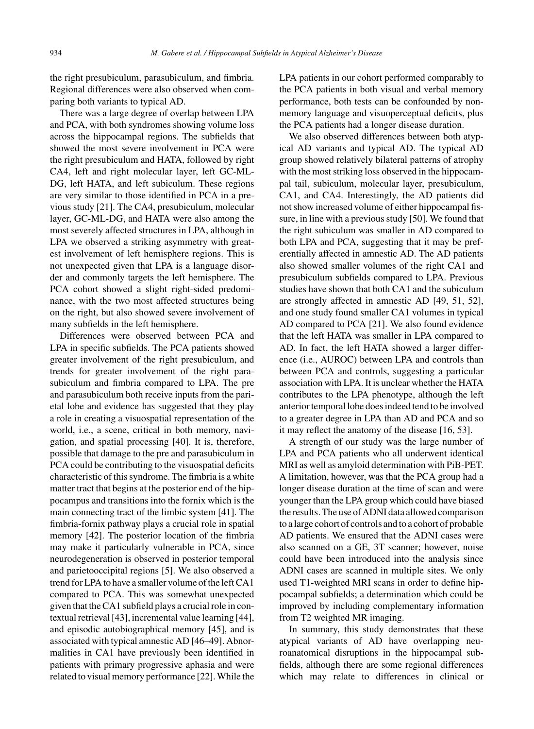the right presubiculum, parasubiculum, and fimbria. Regional differences were also observed when comparing both variants to typical AD.

There was a large degree of overlap between LPA and PCA, with both syndromes showing volume loss across the hippocampal regions. The subfields that showed the most severe involvement in PCA were the right presubiculum and HATA, followed by right CA4, left and right molecular layer, left GC-ML-DG, left HATA, and left subiculum. These regions are very similar to those identified in PCA in a previous study [21]. The CA4, presubiculum, molecular layer, GC-ML-DG, and HATA were also among the most severely affected structures in LPA, although in LPA we observed a striking asymmetry with greatest involvement of left hemisphere regions. This is not unexpected given that LPA is a language disorder and commonly targets the left hemisphere. The PCA cohort showed a slight right-sided predominance, with the two most affected structures being on the right, but also showed severe involvement of many subfields in the left hemisphere.

Differences were observed between PCA and LPA in specific subfields. The PCA patients showed greater involvement of the right presubiculum, and trends for greater involvement of the right parasubiculum and fimbria compared to LPA. The pre and parasubiculum both receive inputs from the parietal lobe and evidence has suggested that they play a role in creating a visuospatial representation of the world, i.e., a scene, critical in both memory, navigation, and spatial processing [40]. It is, therefore, possible that damage to the pre and parasubiculum in PCA could be contributing to the visuospatial deficits characteristic of this syndrome. The fimbria is a white matter tract that begins at the posterior end of the hippocampus and transitions into the fornix which is the main connecting tract of the limbic system [41]. The fimbria-fornix pathway plays a crucial role in spatial memory [42]. The posterior location of the fimbria may make it particularly vulnerable in PCA, since neurodegeneration is observed in posterior temporal and parietooccipital regions [5]. We also observed a trend for LPA to have a smaller volume of the left CA1 compared to PCA. This was somewhat unexpected given that the CA1 subfield plays a crucial role in contextual retrieval [43], incremental value learning [44], and episodic autobiographical memory [45], and is associated with typical amnestic AD [46–49]. Abnormalities in CA1 have previously been identified in patients with primary progressive aphasia and were related to visual memory performance [22]. While the LPA patients in our cohort performed comparably to the PCA patients in both visual and verbal memory performance, both tests can be confounded by non-memory language and visuoperceptual deficits, plus the PCA patients had a longer disease duration.

We also observed differences between both atypical AD variants and typical AD. The typical AD group showed relatively bilateral patterns of atrophy with the most striking loss observed in the hippocampal tail, subiculum, molecular layer, presubiculum, CA1, and CA4. Interestingly, the AD patients did not show increased volume of either hippocampal fissure, in line with a previous study [50]. We found that the right subiculum was smaller in AD compared to both LPA and PCA, suggesting that it may be preferentially affected in amnestic AD. The AD patients also showed smaller volumes of the right CA1 and presubiculum subfields compared to LPA. Previous studies have shown that both CA1 and the subiculum are strongly affected in amnestic AD [49, 51, 52], and one study found smaller CA1 volumes in typical AD compared to PCA [21]. We also found evidence that the left HATA was smaller in LPA compared to AD. In fact, the left HATA showed a larger difference (i.e., AUROC) between LPA and controls than between PCA and controls, suggesting a particular association with LPA. It is unclear whether the HATA contributes to the LPA phenotype, although the left anterior temporal lobe does indeed tend to be involved to a greater degree in LPA than AD and PCA and so it may reflect the anatomy of the disease [16, 53].

A strength of our study was the large number of LPA and PCA patients who all underwent identical MRI as well as amyloid determination with PiB-PET. A limitation, however, was that the PCA group had a longer disease duration at the time of scan and were younger than the LPA group which could have biased the results. The use of ADNI data allowed comparison to a large cohort of controls and to a cohort of probable AD patients. We ensured that the ADNI cases were also scanned on a GE, 3T scanner; however, noise could have been introduced into the analysis since ADNI cases are scanned in multiple sites. We only used T1-weighted MRI scans in order to define hippocampal subfields; a determination which could be improved by including complementary information from T2 weighted MR imaging.

In summary, this study demonstrates that these atypical variants of AD have overlapping neuroanatomical disruptions in the hippocampal subfields, although there are some regional differences which may relate to differences in clinical or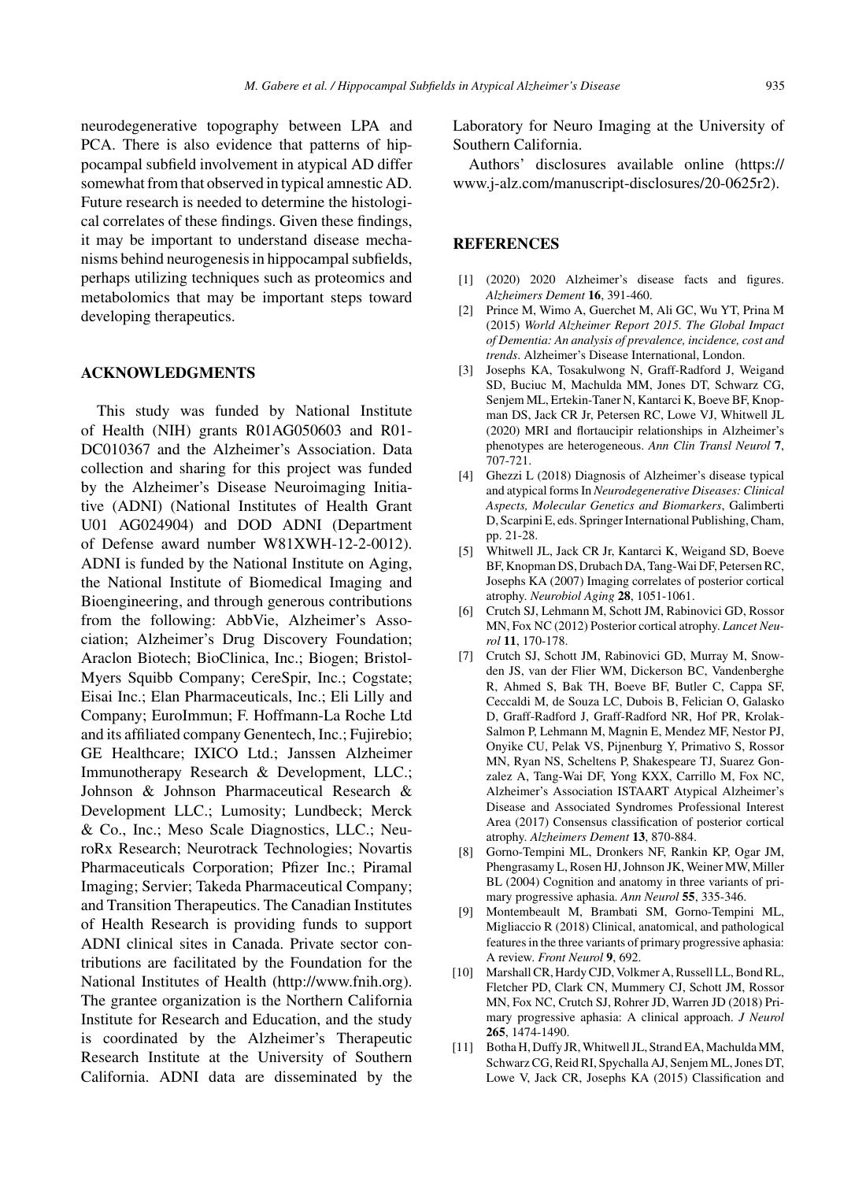neurodegenerative topography between LPA and PCA. There is also evidence that patterns of hippocampal subfield involvement in atypical AD differ somewhat from that observed in typical amnestic AD. Future research is needed to determine the histological correlates of these findings. Given these findings, it may be important to understand disease mechanisms behind neurogenesis in hippocampal subfields, perhaps utilizing techniques such as proteomics and metabolomics that may be important steps toward developing therapeutics.

## ACKNOWLEDGMENTS

This study was funded by National Institute of Health (NIH) grants R01AG050603 and R01-DC010367 and the Alzheimer's Association. Data collection and sharing for this project was funded by the Alzheimer's Disease Neuroimaging Initiative (ADNI) (National Institutes of Health Grant U01 AG024904) and DOD ADNI (Department of Defense award number W81XWH-12-2-0012). ADNI is funded by the National Institute on Aging, the National Institute of Biomedical Imaging and Bioengineering, and through generous contributions from the following: AbbVie, Alzheimer's Association; Alzheimer's Drug Discovery Foundation; Araclon Biotech; BioClinica, Inc.; Biogen; Bristol-Myers Squibb Company; CereSpir, Inc.; Cogstate; Eisai Inc.; Elan Pharmaceuticals, Inc.; Eli Lilly and Company; EuroImmun; F. Hoffmann-La Roche Ltd and its affiliated company Genentech, Inc.; Fujirebio; GE Healthcare; IXICO Ltd.; Janssen Alzheimer Immunotherapy Research & Development, LLC.; Johnson & Johnson Pharmaceutical Research & Development LLC.; Lumosity; Lundbeck; Merck & Co., Inc.; Meso Scale Diagnostics, LLC.; NeuroRx Research; Neurotrack Technologies; Novartis Pharmaceuticals Corporation; Pfizer Inc.; Piramal Imaging; Servier; Takeda Pharmaceutical Company; and Transition Therapeutics. The Canadian Institutes of Health Research is providing funds to support ADNI clinical sites in Canada. Private sector contributions are facilitated by the Foundation for the National Institutes of Health (http://www.fnih.org). The grantee organization is the Northern California Institute for Research and Education, and the study is coordinated by the Alzheimer's Therapeutic Research Institute at the University of Southern California. ADNI data are disseminated by the Laboratory for Neuro Imaging at the University of Southern California.

Authors' disclosures available online (https://www.j-alz.com/manuscript-disclosures/20-0625r2).

## REFERENCES

[1] (2020) 2020 Alzheimer's disease facts and figures. *Alzheimers Dement* **16**, 391-460.

[2] Prince M, Wimo A, Guerchet M, Ali GC, Wu YT, Prina M (2015) *World Alzheimer Report 2015. The Global Impact of Dementia: An analysis of prevalence, incidence, cost and trends*. Alzheimer's Disease International, London.

[3] Josephs KA, Tosakulwong N, Graff-Radford J, Weigand SD, Buciuc M, Machulda MM, Jones DT, Schwarz CG, Senjem ML, Ertekin-Taner N, Kantarci K, Boeve BF, Knopman DS, Jack CR Jr, Petersen RC, Lowe VJ, Whitwell JL (2020) MRI and flortaucipir relationships in Alzheimer's phenotypes are heterogeneous. *Ann Clin Transl Neurol* **7**, 707-721.

[4] Ghezzi L (2018) Diagnosis of Alzheimer's disease typical and atypical forms In *Neurodegenerative Diseases: Clinical Aspects, Molecular Genetics and Biomarkers*, Galimberti D, Scarpini E, eds. Springer International Publishing, Cham, pp. 21-28.

[5] Whitwell JL, Jack CR Jr, Kantarci K, Weigand SD, Boeve BF, Knopman DS, Drubach DA, Tang-Wai DF, Petersen RC, Josephs KA (2007) Imaging correlates of posterior cortical atrophy. *Neurobiol Aging* **28**, 1051-1061.

[6] Crutch SJ, Lehmann M, Schott JM, Rabinovici GD, Rossor MN, Fox NC (2012) Posterior cortical atrophy. *Lancet Neurol* **11**, 170-178.

[7] Crutch SJ, Schott JM, Rabinovici GD, Murray M, Snowden JS, van der Flier WM, Dickerson BC, Vandenberghe R, Ahmed S, Bak TH, Boeve BF, Butler C, Cappa SF, Ceccaldi M, de Souza LC, Dubois B, Felician O, Galasko D, Graff-Radford J, Graff-Radford NR, Hof PR, Krolak-Salmon P, Lehmann M, Magnin E, Mendez MF, Nestor PJ, Onyike CU, Pelak VS, Pijnenburg Y, Primativo S, Rossor MN, Ryan NS, Scheltens P, Shakespeare TJ, Suarez Gonzalez A, Tang-Wai DF, Yong KXX, Carrillo M, Fox NC, Alzheimer's Association ISTAART Atypical Alzheimer's Disease and Associated Syndromes Professional Interest Area (2017) Consensus classification of posterior cortical atrophy. *Alzheimers Dement* **13**, 870-884.

[8] Gorno-Tempini ML, Dronkers NF, Rankin KP, Ogar JM, Phengrasamy L, Rosen HJ, Johnson JK, Weiner MW, Miller BL (2004) Cognition and anatomy in three variants of primary progressive aphasia. *Ann Neurol* **55**, 335-346.

[9] Montembeault M, Brambati SM, Gorno-Tempini ML, Migliaccio R (2018) Clinical, anatomical, and pathological features in the three variants of primary progressive aphasia: A review. *Front Neurol* **9**, 692.

[10] Marshall CR, Hardy CJD, Volkmer A, Russell LL, Bond RL, Fletcher PD, Clark CN, Mummery CJ, Schott JM, Rossor MN, Fox NC, Crutch SJ, Rohrer JD, Warren JD (2018) Primary progressive aphasia: A clinical approach. *J Neurol* **265**, 1474-1490.

[11] Botha H, Duffy JR, Whitwell JL, Strand EA, Machulda MM, Schwarz CG, Reid RI, Spychalla AJ, Senjem ML, Jones DT, Lowe V, Jack CR, Josephs KA (2015) Classification and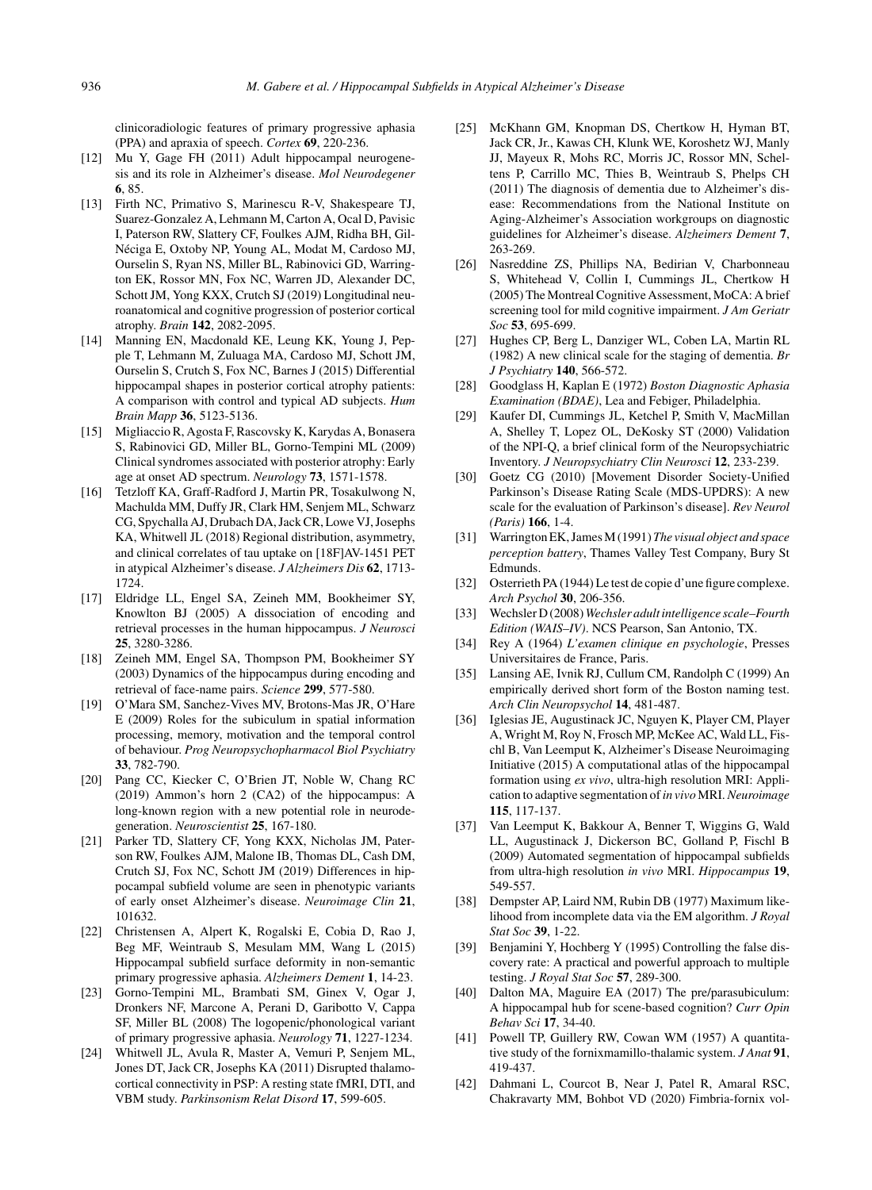clinicoradiologic features of primary progressive aphasia (PPA) and apraxia of speech. *Cortex* **69**, 220-236.

[12] Mu Y, Gage FH (2011) Adult hippocampal neurogenesis and its role in Alzheimer's disease. *Mol Neurodegener* **6**, 85.

[13] Firth NC, Primativo S, Marinescu R-V, Shakespeare TJ, Suarez-Gonzalez A, Lehmann M, Carton A, Ocal D, Pavisic I, Paterson RW, Slattery CF, Foulkes AJM, Ridha BH, Gil-Néciga E, Oxtoby NP, Young AL, Modat M, Cardoso MJ, Ourselin S, Ryan NS, Miller BL, Rabinovici GD, Warrington EK, Rossor MN, Fox NC, Warren JD, Alexander DC, Schott JM, Yong KXX, Crutch SJ (2019) Longitudinal neuroanatomical and cognitive progression of posterior cortical atrophy. *Brain* **142**, 2082-2095.

[14] Manning EN, Macdonald KE, Leung KK, Young J, Pepple T, Lehmann M, Zuluaga MA, Cardoso MJ, Schott JM, Ourselin S, Crutch S, Fox NC, Barnes J (2015) Differential hippocampal shapes in posterior cortical atrophy patients: A comparison with control and typical AD subjects. *Hum Brain Mapp* **36**, 5123-5136.

[15] Migliaccio R, Agosta F, Rascovsky K, Karydas A, Bonasera S, Rabinovici GD, Miller BL, Gorno-Tempini ML (2009) Clinical syndromes associated with posterior atrophy: Early age at onset AD spectrum. *Neurology* **73**, 1571-1578.

[16] Tetzloff KA, Graff-Radford J, Martin PR, Tosakulwong N, Machulda MM, Duffy JR, Clark HM, Senjem ML, Schwarz CG, Spychalla AJ, Drubach DA, Jack CR, Lowe VJ, Josephs KA, Whitwell JL (2018) Regional distribution, asymmetry, and clinical correlates of tau uptake on [18F]AV-1451 PET in atypical Alzheimer's disease. *J Alzheimers Dis* **62**, 1713-1724.

[17] Eldridge LL, Engel SA, Zeineh MM, Bookheimer SY, Knowlton BJ (2005) A dissociation of encoding and retrieval processes in the human hippocampus. *J Neurosci* **25**, 3280-3286.

[18] Zeineh MM, Engel SA, Thompson PM, Bookheimer SY (2003) Dynamics of the hippocampus during encoding and retrieval of face-name pairs. *Science* **299**, 577-580.

[19] O'Mara SM, Sanchez-Vives MV, Brotons-Mas JR, O'Hare E (2009) Roles for the subiculum in spatial information processing, memory, motivation and the temporal control of behaviour. *Prog Neuropsychopharmacol Biol Psychiatry* **33**, 782-790.

[20] Pang CC, Kiecker C, O'Brien JT, Noble W, Chang RC (2019) Ammon's horn 2 (CA2) of the hippocampus: A long-known region with a new potential role in neurodegeneration. *Neuroscientist* **25**, 167-180.

[21] Parker TD, Slattery CF, Yong KXX, Nicholas JM, Paterson RW, Foulkes AJM, Malone IB, Thomas DL, Cash DM, Crutch SJ, Fox NC, Schott JM (2019) Differences in hippocampal subfield volume are seen in phenotypic variants of early onset Alzheimer's disease. *Neuroimage Clin* **21**, 101632.

[22] Christensen A, Alpert K, Rogalski E, Cobia D, Rao J, Beg MF, Weintraub S, Mesulam MM, Wang L (2015) Hippocampal subfield surface deformity in non-semantic primary progressive aphasia. *Alzheimers Dement* **1**, 14-23.

[23] Gorno-Tempini ML, Brambati SM, Ginex V, Ogar J, Dronkers NF, Marcone A, Perani D, Garibotto V, Cappa SF, Miller BL (2008) The logopenic/phonological variant of primary progressive aphasia. *Neurology* **71**, 1227-1234.

[24] Whitwell JL, Avula R, Master A, Vemuri P, Senjem ML, Jones DT, Jack CR, Josephs KA (2011) Disrupted thalamocortical connectivity in PSP: A resting state fMRI, DTI, and VBM study. *Parkinsonism Relat Disord* **17**, 599-605.

[25] McKhann GM, Knopman DS, Chertkow H, Hyman BT, Jack CR, Jr., Kawas CH, Klunk WE, Koroshetz WJ, Manly JJ, Mayeux R, Mohs RC, Morris JC, Rossor MN, Scheltens P, Carrillo MC, Thies B, Weintraub S, Phelps CH (2011) The diagnosis of dementia due to Alzheimer's disease: Recommendations from the National Institute on Aging-Alzheimer's Association workgroups on diagnostic guidelines for Alzheimer's disease. *Alzheimers Dement* **7**, 263-269.

[26] Nasreddine ZS, Phillips NA, Bedirian V, Charbonneau S, Whitehead V, Collin I, Cummings JL, Chertkow H (2005) The Montreal Cognitive Assessment, MoCA: A brief screening tool for mild cognitive impairment. *J Am Geriatr Soc* **53**, 695-699.

[27] Hughes CP, Berg L, Danziger WL, Coben LA, Martin RL (1982) A new clinical scale for the staging of dementia. *Br J Psychiatry* **140**, 566-572.

[28] Goodglass H, Kaplan E (1972) *Boston Diagnostic Aphasia Examination (BDAE)*, Lea and Febiger, Philadelphia.

[29] Kaufer DI, Cummings JL, Ketchel P, Smith V, MacMillan A, Shelley T, Lopez OL, DeKosky ST (2000) Validation of the NPI-Q, a brief clinical form of the Neuropsychiatric Inventory. *J Neuropsychiatry Clin Neurosci* **12**, 233-239.

[30] Goetz CG (2010) [Movement Disorder Society-Unified Parkinson's Disease Rating Scale (MDS-UPDRS): A new scale for the evaluation of Parkinson's disease]. *Rev Neurol (Paris)* **166**, 1-4.

[31] Warrington EK, James M (1991) *The visual object and space perception battery*, Thames Valley Test Company, Bury St Edmunds.

[32] Osterrieth PA (1944) Le test de copie d'une figure complexe. *Arch Psychol* **30**, 206-356.

[33] Wechsler D (2008) *Wechsler adult intelligence scale–Fourth Edition (WAIS–IV)*. NCS Pearson, San Antonio, TX.

[34] Rey A (1964) *L'examen clinique en psychologie*, Presses Universitaires de France, Paris.

[35] Lansing AE, Ivnik RJ, Cullum CM, Randolph C (1999) An empirically derived short form of the Boston naming test. *Arch Clin Neuropsychol* **14**, 481-487.

[36] Iglesias JE, Augustinack JC, Nguyen K, Player CM, Player A, Wright M, Roy N, Frosch MP, McKee AC, Wald LL, Fischl B, Van Leemput K, Alzheimer's Disease Neuroimaging Initiative (2015) A computational atlas of the hippocampal formation using *ex vivo*, ultra-high resolution MRI: Application to adaptive segmentation of *in vivo* MRI. *Neuroimage* **115**, 117-137.

[37] Van Leemput K, Bakkour A, Benner T, Wiggins G, Wald LL, Augustinack J, Dickerson BC, Golland P, Fischl B (2009) Automated segmentation of hippocampal subfields from ultra-high resolution *in vivo* MRI. *Hippocampus* **19**, 549-557.

[38] Dempster AP, Laird NM, Rubin DB (1977) Maximum likelihood from incomplete data via the EM algorithm. *J Royal Stat Soc* **39**, 1-22.

[39] Benjamini Y, Hochberg Y (1995) Controlling the false discovery rate: A practical and powerful approach to multiple testing. *J Royal Stat Soc* **57**, 289-300.

[40] Dalton MA, Maguire EA (2017) The pre/parasubiculum: A hippocampal hub for scene-based cognition? *Curr Opin Behav Sci* **17**, 34-40.

[41] Powell TP, Guillery RW, Cowan WM (1957) A quantitative study of the fornixmamillo-thalamic system. *J Anat* **91**, 419-437.

[42] Dahmani L, Courcot B, Near J, Patel R, Amaral RSC, Chakravarty MM, Bohbot VD (2020) Fimbria-fornix vol-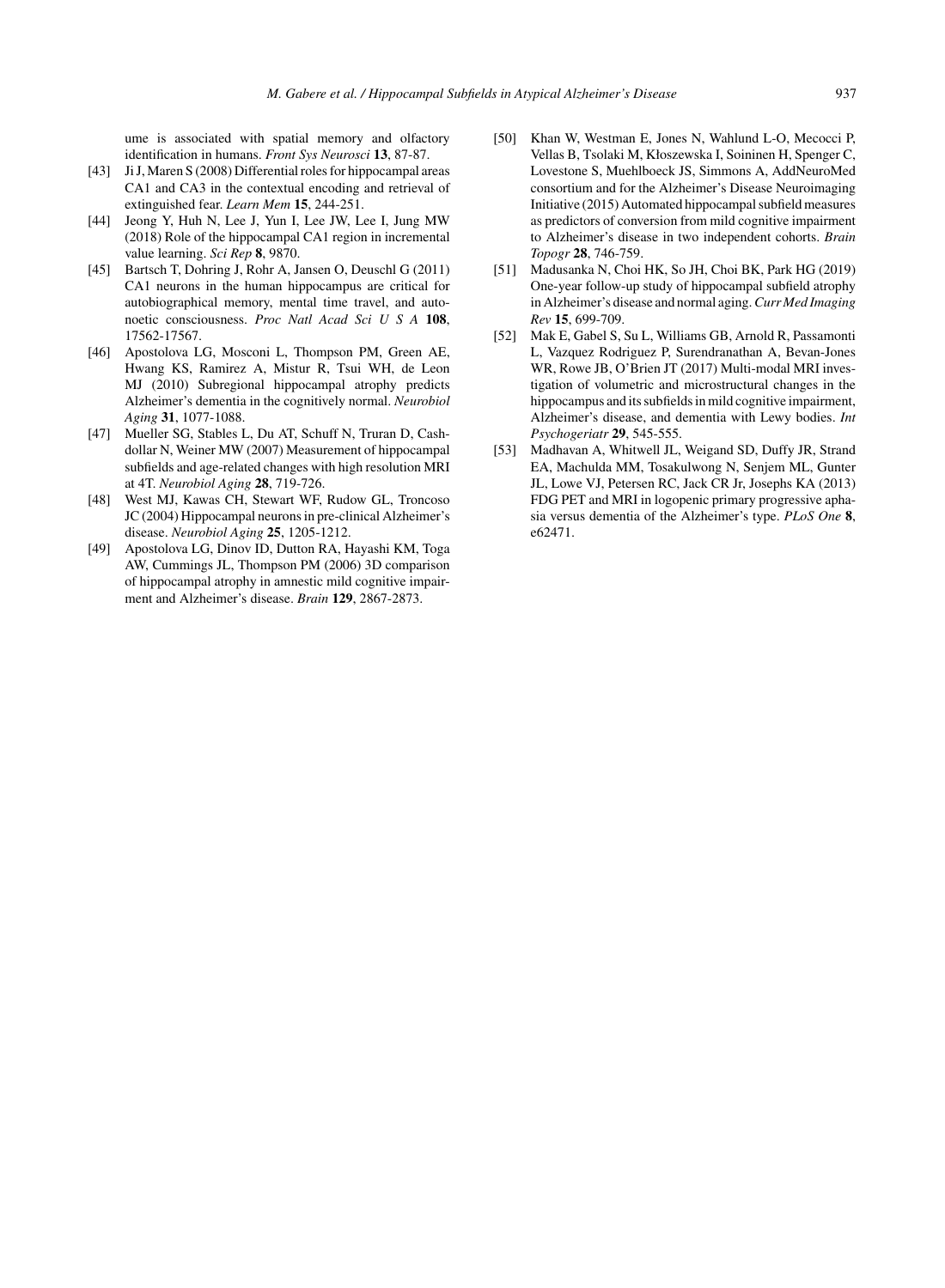ume is associated with spatial memory and olfactory identification in humans. *Front Sys Neurosci* **13**, 87-87.

[43] Ji J, Maren S (2008) Differential roles for hippocampal areas CA1 and CA3 in the contextual encoding and retrieval of extinguished fear. *Learn Mem* **15**, 244-251.

[44] Jeong Y, Huh N, Lee J, Yun I, Lee JW, Lee I, Jung MW (2018) Role of the hippocampal CA1 region in incremental value learning. *Sci Rep* **8**, 9870.

[45] Bartsch T, Dohring J, Rohr A, Jansen O, Deuschl G (2011) CA1 neurons in the human hippocampus are critical for autobiographical memory, mental time travel, and autonoetic consciousness. *Proc Natl Acad Sci U S A* **108**, 17562-17567.

[46] Apostolova LG, Mosconi L, Thompson PM, Green AE, Hwang KS, Ramirez A, Mistur R, Tsui WH, de Leon MJ (2010) Subregional hippocampal atrophy predicts Alzheimer's dementia in the cognitively normal. *Neurobiol Aging* **31**, 1077-1088.

[47] Mueller SG, Stables L, Du AT, Schuff N, Truran D, Cashdollar N, Weiner MW (2007) Measurement of hippocampal subfields and age-related changes with high resolution MRI at 4T. *Neurobiol Aging* **28**, 719-726.

[48] West MJ, Kawas CH, Stewart WF, Rudow GL, Troncoso JC (2004) Hippocampal neurons in pre-clinical Alzheimer's disease. *Neurobiol Aging* **25**, 1205-1212.

[49] Apostolova LG, Dinov ID, Dutton RA, Hayashi KM, Toga AW, Cummings JL, Thompson PM (2006) 3D comparison of hippocampal atrophy in amnestic mild cognitive impairment and Alzheimer's disease. *Brain* **129**, 2867-2873.

[50] Khan W, Westman E, Jones N, Wahlund L-O, Mecocci P, Vellas B, Tsolaki M, Kłoszewska I, Soininen H, Spenger C, Lovestone S, Muehlboeck JS, Simmons A, AddNeuroMed consortium and for the Alzheimer's Disease Neuroimaging Initiative (2015) Automated hippocampal subfield measures as predictors of conversion from mild cognitive impairment to Alzheimer's disease in two independent cohorts. *Brain Topogr* **28**, 746-759.

[51] Madusanka N, Choi HK, So JH, Choi BK, Park HG (2019) One-year follow-up study of hippocampal subfield atrophy in Alzheimer's disease and normal aging. *Curr Med Imaging Rev* **15**, 699-709.

[52] Mak E, Gabel S, Su L, Williams GB, Arnold R, Passamonti L, Vazquez Rodriguez P, Surendranathan A, Bevan-Jones WR, Rowe JB, O'Brien JT (2017) Multi-modal MRI investigation of volumetric and microstructural changes in the hippocampus and its subfields in mild cognitive impairment, Alzheimer's disease, and dementia with Lewy bodies. *Int Psychogeriatr* **29**, 545-555.

[53] Madhavan A, Whitwell JL, Weigand SD, Duffy JR, Strand EA, Machulda MM, Tosakulwong N, Senjem ML, Gunter JL, Lowe VJ, Petersen RC, Jack CR Jr, Josephs KA (2013) FDG PET and MRI in logopenic primary progressive aphasia versus dementia of the Alzheimer's type. *PLoS One* **8**, e62471.